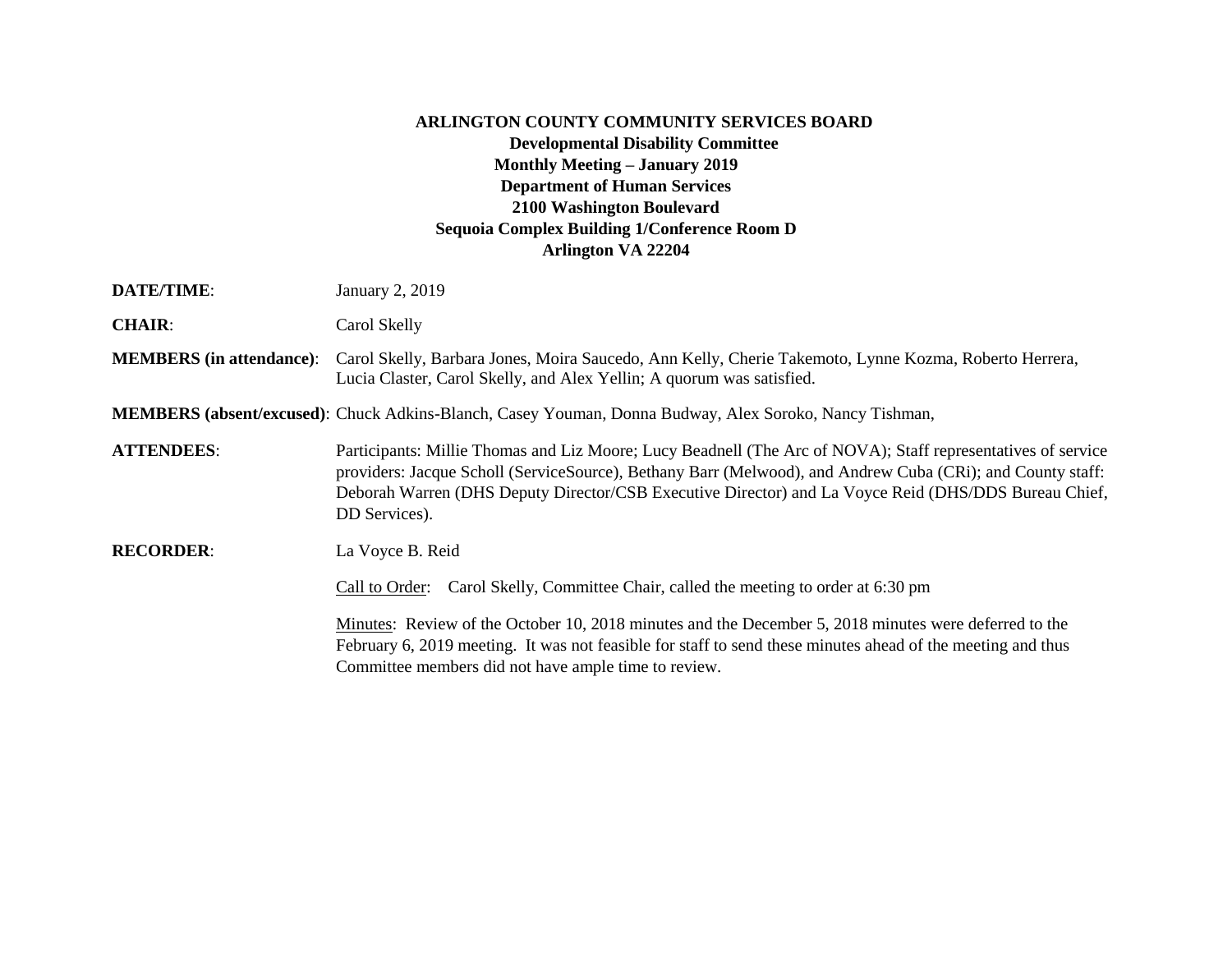**ARLINGTON COUNTY COMMUNITY SERVICES BOARD**
**Developmental Disability Committee**
**Monthly Meeting – January 2019**
**Department of Human Services**
**2100 Washington Boulevard**
**Sequoia Complex Building 1/Conference Room D**
**Arlington VA 22204**

**DATE/TIME**: January 2, 2019

**CHAIR**: Carol Skelly

**MEMBERS (in attendance)**: Carol Skelly, Barbara Jones, Moira Saucedo, Ann Kelly, Cherie Takemoto, Lynne Kozma, Roberto Herrera, Lucia Claster, Carol Skelly, and Alex Yellin; A quorum was satisfied.

**MEMBERS (absent/excused)**: Chuck Adkins-Blanch, Casey Youman, Donna Budway, Alex Soroko, Nancy Tishman,

**ATTENDEES**: Participants: Millie Thomas and Liz Moore; Lucy Beadnell (The Arc of NOVA); Staff representatives of service providers: Jacque Scholl (ServiceSource), Bethany Barr (Melwood), and Andrew Cuba (CRi); and County staff: Deborah Warren (DHS Deputy Director/CSB Executive Director) and La Voyce Reid (DHS/DDS Bureau Chief, DD Services).

**RECORDER**: La Voyce B. Reid

Call to Order: Carol Skelly, Committee Chair, called the meeting to order at 6:30 pm

Minutes: Review of the October 10, 2018 minutes and the December 5, 2018 minutes were deferred to the February 6, 2019 meeting. It was not feasible for staff to send these minutes ahead of the meeting and thus Committee members did not have ample time to review.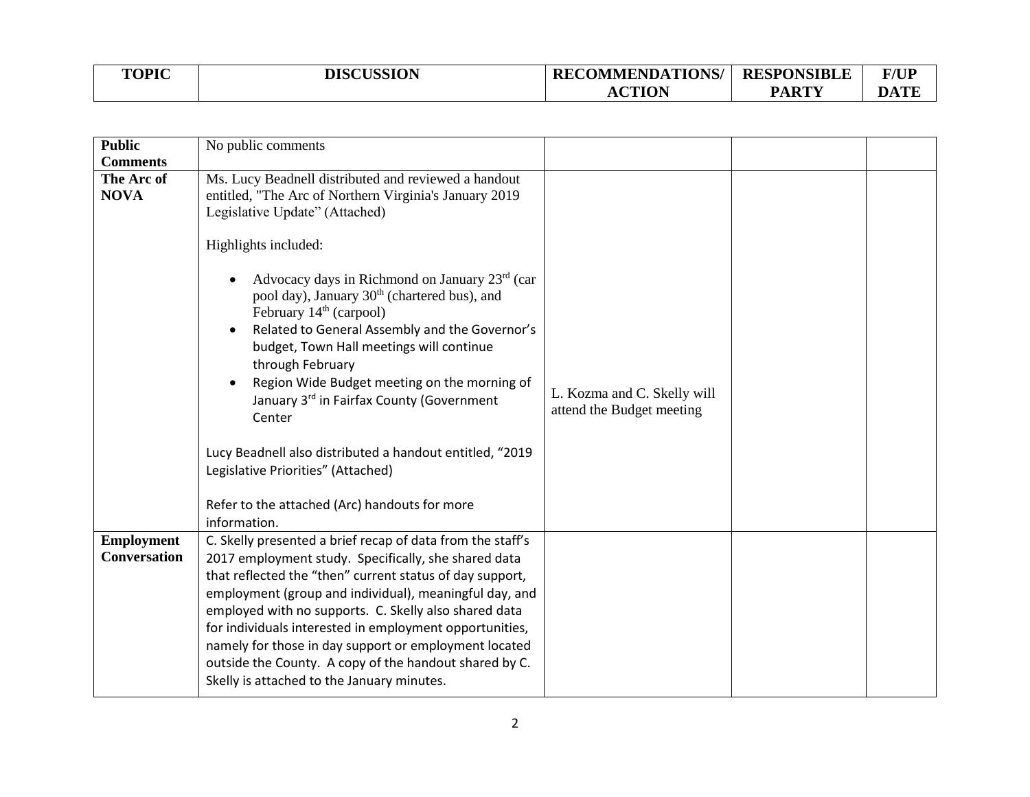| TOPIC | DISCUSSION | RECOMMENDATIONS/ ACTION | RESPONSIBLE PARTY | F/UP DATE |
|---|---|---|---|---|
| **Public Comments** | No public comments | | | |
| **The Arc of NOVA** | Ms. Lucy Beadnell distributed and reviewed a handout entitled, "The Arc of Northern Virginia's January 2019 Legislative Update" (Attached)<br><br>Highlights included:<br><br>• Advocacy days in Richmond on January 23rd (car pool day), January 30th (chartered bus), and February 14th (carpool)<br>• Related to General Assembly and the Governor's budget, Town Hall meetings will continue through February<br>• Region Wide Budget meeting on the morning of January 3rd in Fairfax County (Government Center<br><br>Lucy Beadnell also distributed a handout entitled, "2019 Legislative Priorities" (Attached)<br><br>Refer to the attached (Arc) handouts for more information. | L. Kozma and C. Skelly will attend the Budget meeting | | |
| **Employment Conversation** | C. Skelly presented a brief recap of data from the staff's 2017 employment study. Specifically, she shared data that reflected the "then" current status of day support, employment (group and individual), meaningful day, and employed with no supports. C. Skelly also shared data for individuals interested in employment opportunities, namely for those in day support or employment located outside the County. A copy of the handout shared by C. Skelly is attached to the January minutes. | | | |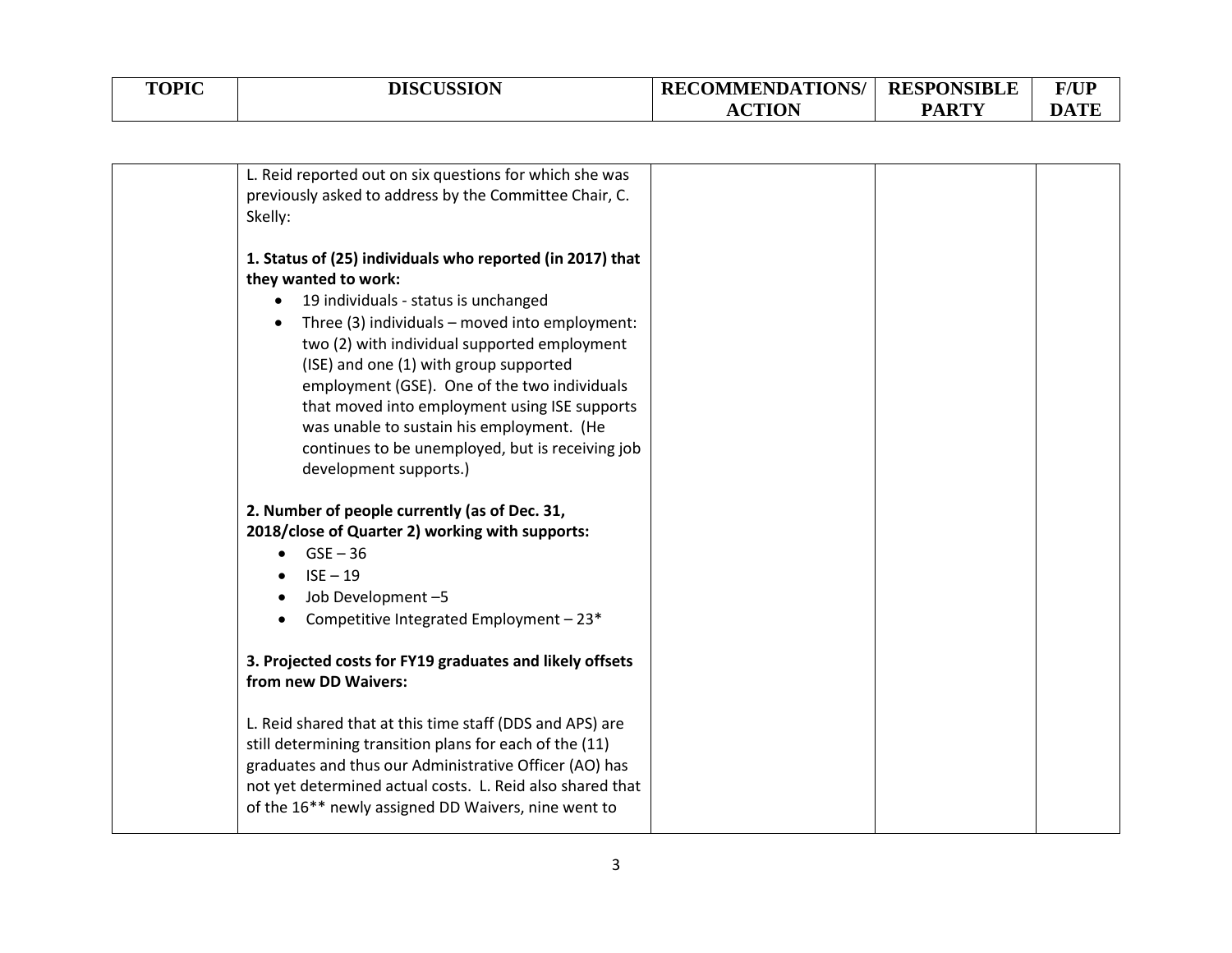| TOPIC | DISCUSSION | RECOMMENDATIONS/ ACTION | RESPONSIBLE PARTY | F/UP DATE |
|---|---|---|---|---|
| | L. Reid reported out on six questions for which she was previously asked to address by the Committee Chair, C. Skelly:<br><br>**1. Status of (25) individuals who reported (in 2017) that they wanted to work:**<br>• 19 individuals - status is unchanged<br>• Three (3) individuals – moved into employment: two (2) with individual supported employment (ISE) and one (1) with group supported employment (GSE). One of the two individuals that moved into employment using ISE supports was unable to sustain his employment. (He continues to be unemployed, but is receiving job development supports.)<br><br>**2. Number of people currently (as of Dec. 31, 2018/close of Quarter 2) working with supports:**<br>• GSE – 36<br>• ISE – 19<br>• Job Development –5<br>• Competitive Integrated Employment – 23*<br><br>**3. Projected costs for FY19 graduates and likely offsets from new DD Waivers:**<br><br>L. Reid shared that at this time staff (DDS and APS) are still determining transition plans for each of the (11) graduates and thus our Administrative Officer (AO) has not yet determined actual costs. L. Reid also shared that of the 16** newly assigned DD Waivers, nine went to | | | |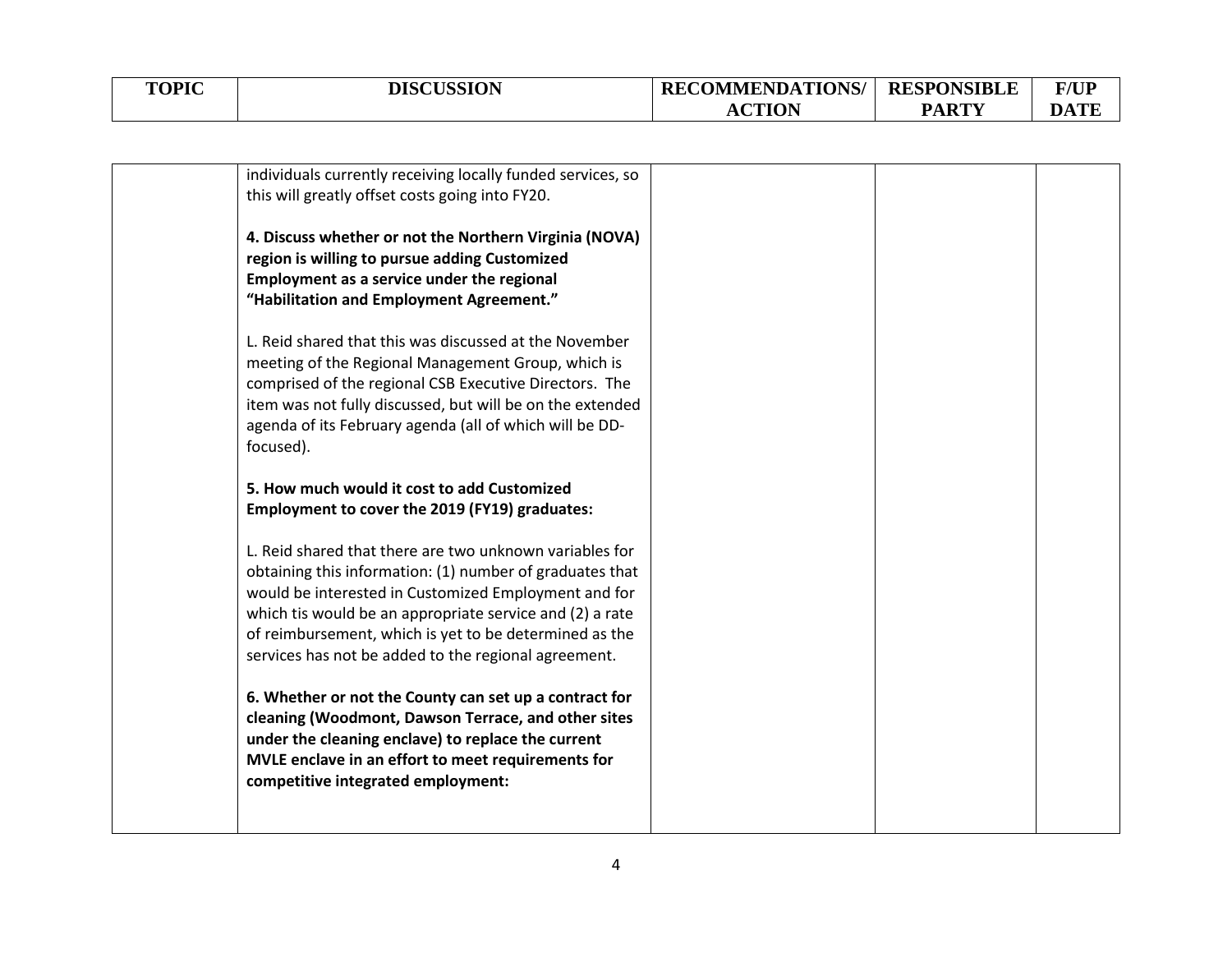| TOPIC | DISCUSSION | RECOMMENDATIONS/ ACTION | RESPONSIBLE PARTY | F/UP DATE |
|---|---|---|---|---|
| | individuals currently receiving locally funded services, so this will greatly offset costs going into FY20.<br><br>**4. Discuss whether or not the Northern Virginia (NOVA) region is willing to pursue adding Customized Employment as a service under the regional "Habilitation and Employment Agreement."**<br><br>L. Reid shared that this was discussed at the November meeting of the Regional Management Group, which is comprised of the regional CSB Executive Directors. The item was not fully discussed, but will be on the extended agenda of its February agenda (all of which will be DD-focused).<br><br>**5. How much would it cost to add Customized Employment to cover the 2019 (FY19) graduates:**<br><br>L. Reid shared that there are two unknown variables for obtaining this information: (1) number of graduates that would be interested in Customized Employment and for which tis would be an appropriate service and (2) a rate of reimbursement, which is yet to be determined as the services has not be added to the regional agreement.<br><br>**6. Whether or not the County can set up a contract for cleaning (Woodmont, Dawson Terrace, and other sites under the cleaning enclave) to replace the current MVLE enclave in an effort to meet requirements for competitive integrated employment:** | | | |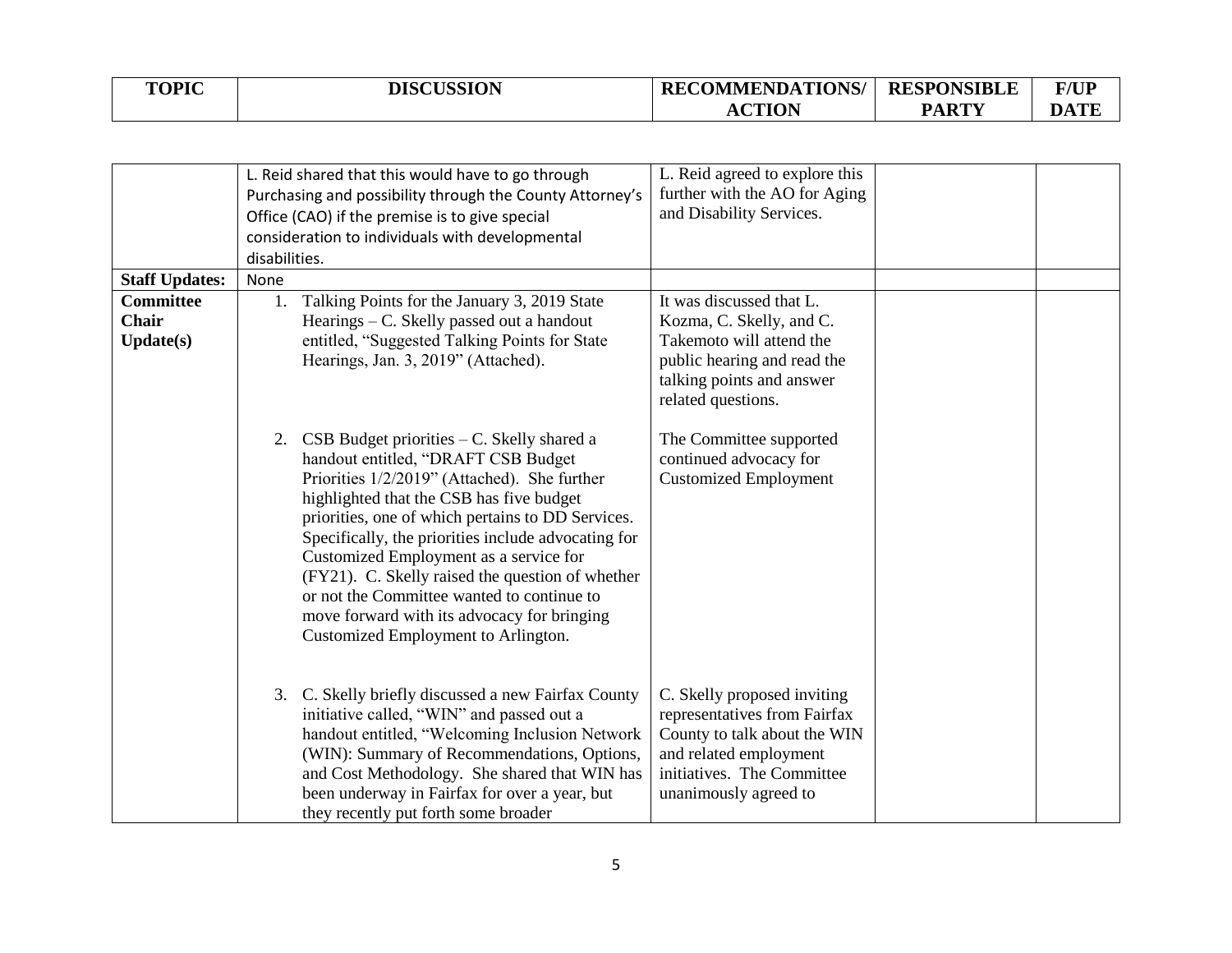| TOPIC | DISCUSSION | RECOMMENDATIONS/ ACTION | RESPONSIBLE PARTY | F/UP DATE |
|---|---|---|---|---|
| | L. Reid shared that this would have to go through Purchasing and possibility through the County Attorney's Office (CAO) if the premise is to give special consideration to individuals with developmental disabilities. | L. Reid agreed to explore this further with the AO for Aging and Disability Services. | | |
| **Staff Updates:** | None | | | |
| **Committee Chair Update(s)** | 1. Talking Points for the January 3, 2019 State Hearings – C. Skelly passed out a handout entitled, "Suggested Talking Points for State Hearings, Jan. 3, 2019" (Attached).<br><br>2. CSB Budget priorities – C. Skelly shared a handout entitled, "DRAFT CSB Budget Priorities 1/2/2019" (Attached). She further highlighted that the CSB has five budget priorities, one of which pertains to DD Services. Specifically, the priorities include advocating for Customized Employment as a service for (FY21). C. Skelly raised the question of whether or not the Committee wanted to continue to move forward with its advocacy for bringing Customized Employment to Arlington.<br><br>3. C. Skelly briefly discussed a new Fairfax County initiative called, "WIN" and passed out a handout entitled, "Welcoming Inclusion Network (WIN): Summary of Recommendations, Options, and Cost Methodology. She shared that WIN has been underway in Fairfax for over a year, but they recently put forth some broader | It was discussed that L. Kozma, C. Skelly, and C. Takemoto will attend the public hearing and read the talking points and answer related questions.<br><br>The Committee supported continued advocacy for Customized Employment<br><br>C. Skelly proposed inviting representatives from Fairfax County to talk about the WIN and related employment initiatives. The Committee unanimously agreed to | | |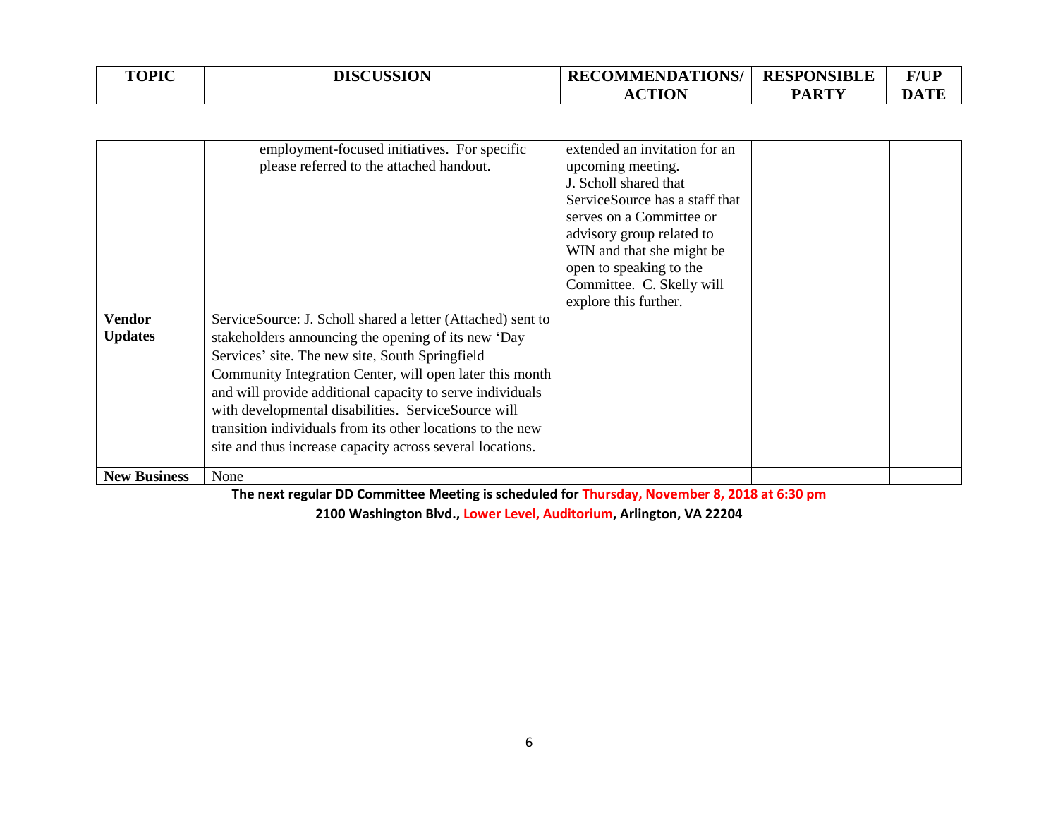| TOPIC | DISCUSSION | RECOMMENDATIONS/ ACTION | RESPONSIBLE PARTY | F/UP DATE |
|---|---|---|---|---|
| | employment-focused initiatives. For specific please referred to the attached handout. | extended an invitation for an upcoming meeting. J. Scholl shared that ServiceSource has a staff that serves on a Committee or advisory group related to WIN and that she might be open to speaking to the Committee. C. Skelly will explore this further. | | |
| **Vendor Updates** | ServiceSource: J. Scholl shared a letter (Attached) sent to stakeholders announcing the opening of its new 'Day Services' site. The new site, South Springfield Community Integration Center, will open later this month and will provide additional capacity to serve individuals with developmental disabilities. ServiceSource will transition individuals from its other locations to the new site and thus increase capacity across several locations. | | | |
| **New Business** | None | | | |

**The next regular DD Committee Meeting is scheduled for Thursday, November 8, 2018 at 6:30 pm**

**2100 Washington Blvd., Lower Level, Auditorium, Arlington, VA 22204**